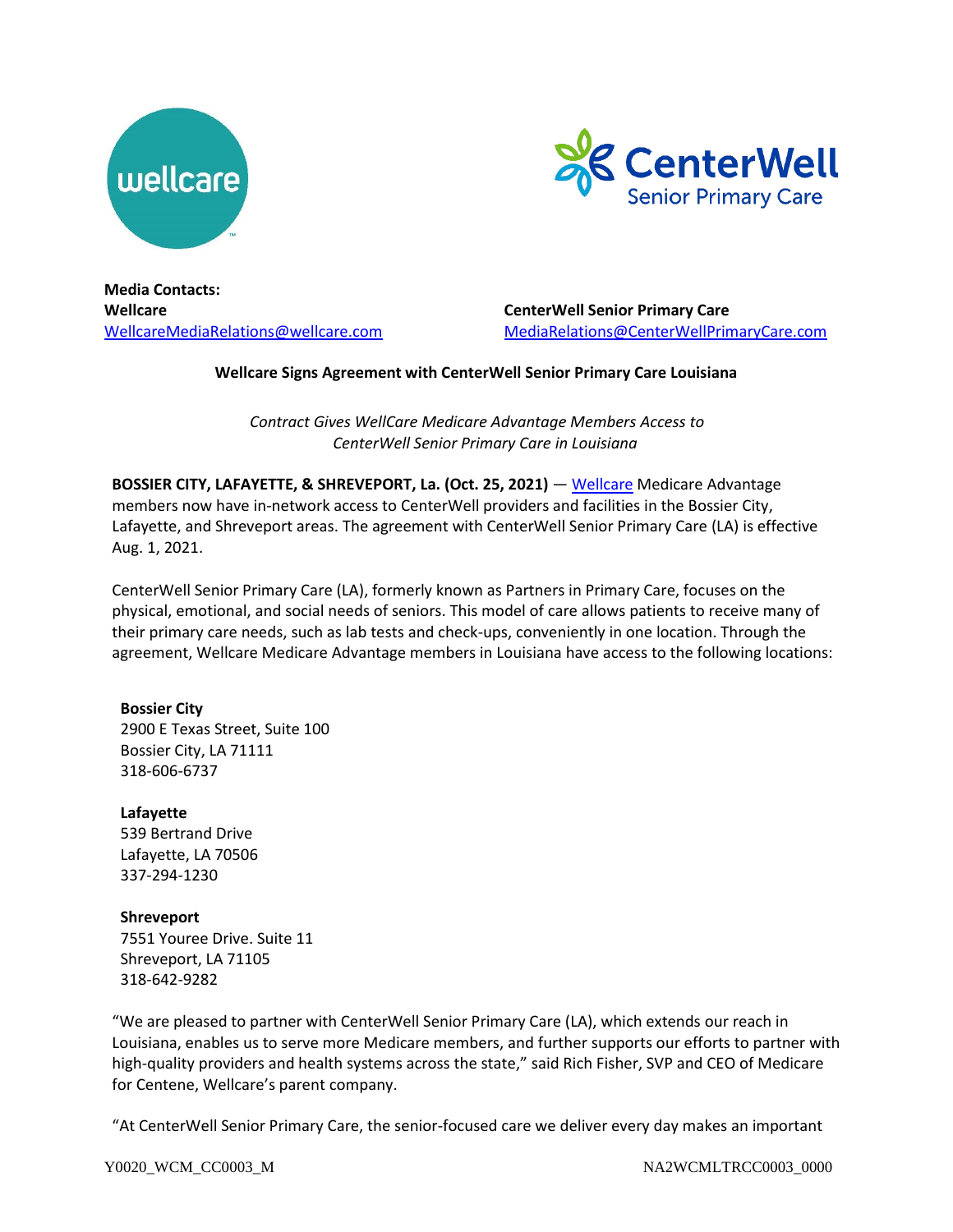**Media Contacts:**

**Wellcare**
WellcareMediaRelations@wellcare.com

**CenterWell Senior Primary Care**
MediaRelations@CenterWellPrimaryCare.com

**Wellcare Signs Agreement with CenterWell Senior Primary Care Louisiana**

*Contract Gives WellCare Medicare Advantage Members Access to CenterWell Senior Primary Care in Louisiana*

**BOSSIER CITY, LAFAYETTE, & SHREVEPORT, La. (Oct. 25, 2021)** — Wellcare Medicare Advantage members now have in-network access to CenterWell providers and facilities in the Bossier City, Lafayette, and Shreveport areas. The agreement with CenterWell Senior Primary Care (LA) is effective Aug. 1, 2021.

CenterWell Senior Primary Care (LA), formerly known as Partners in Primary Care, focuses on the physical, emotional, and social needs of seniors. This model of care allows patients to receive many of their primary care needs, such as lab tests and check-ups, conveniently in one location. Through the agreement, Wellcare Medicare Advantage members in Louisiana have access to the following locations:

**Bossier City**
2900 E Texas Street, Suite 100
Bossier City, LA 71111
318-606-6737

**Lafayette**
539 Bertrand Drive
Lafayette, LA 70506
337-294-1230

**Shreveport**
7551 Youree Drive. Suite 11
Shreveport, LA 71105
318-642-9282

"We are pleased to partner with CenterWell Senior Primary Care (LA), which extends our reach in Louisiana, enables us to serve more Medicare members, and further supports our efforts to partner with high-quality providers and health systems across the state," said Rich Fisher, SVP and CEO of Medicare for Centene, Wellcare's parent company.

"At CenterWell Senior Primary Care, the senior-focused care we deliver every day makes an important

Y0020_WCM_CC0003_M NA2WCMLTRCC0003_0000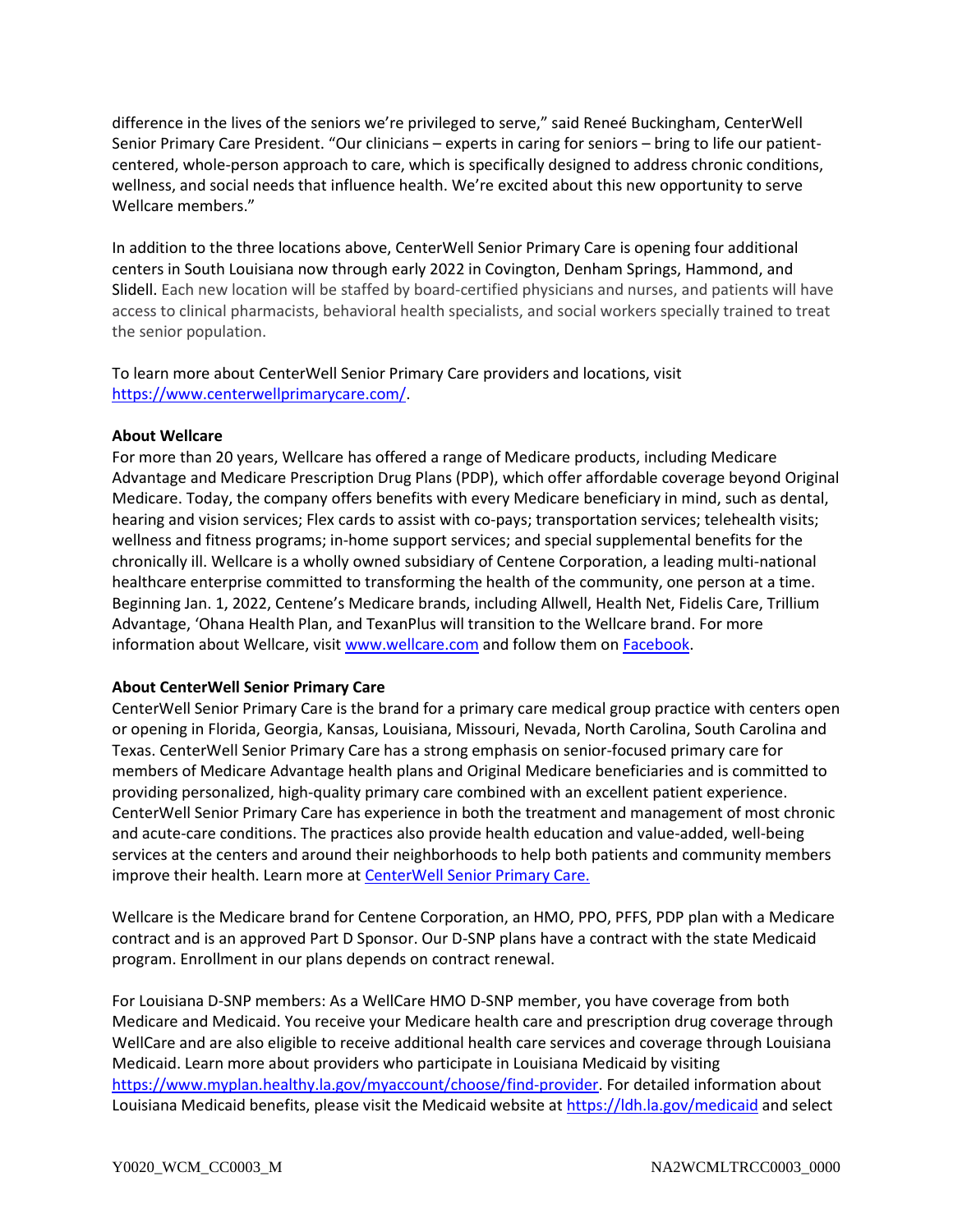difference in the lives of the seniors we're privileged to serve," said Reneé Buckingham, CenterWell Senior Primary Care President. "Our clinicians – experts in caring for seniors – bring to life our patient-centered, whole-person approach to care, which is specifically designed to address chronic conditions, wellness, and social needs that influence health. We're excited about this new opportunity to serve Wellcare members."

In addition to the three locations above, CenterWell Senior Primary Care is opening four additional centers in South Louisiana now through early 2022 in Covington, Denham Springs, Hammond, and Slidell. Each new location will be staffed by board-certified physicians and nurses, and patients will have access to clinical pharmacists, behavioral health specialists, and social workers specially trained to treat the senior population.

To learn more about CenterWell Senior Primary Care providers and locations, visit [https://www.centerwellprimarycare.com/](https://www.centerwellprimarycare.com/).

**About Wellcare**

For more than 20 years, Wellcare has offered a range of Medicare products, including Medicare Advantage and Medicare Prescription Drug Plans (PDP), which offer affordable coverage beyond Original Medicare. Today, the company offers benefits with every Medicare beneficiary in mind, such as dental, hearing and vision services; Flex cards to assist with co-pays; transportation services; telehealth visits; wellness and fitness programs; in-home support services; and special supplemental benefits for the chronically ill. Wellcare is a wholly owned subsidiary of Centene Corporation, a leading multi-national healthcare enterprise committed to transforming the health of the community, one person at a time. Beginning Jan. 1, 2022, Centene's Medicare brands, including Allwell, Health Net, Fidelis Care, Trillium Advantage, 'Ohana Health Plan, and TexanPlus will transition to the Wellcare brand. For more information about Wellcare, visit [www.wellcare.com](www.wellcare.com) and follow them on Facebook.

**About CenterWell Senior Primary Care**

CenterWell Senior Primary Care is the brand for a primary care medical group practice with centers open or opening in Florida, Georgia, Kansas, Louisiana, Missouri, Nevada, North Carolina, South Carolina and Texas. CenterWell Senior Primary Care has a strong emphasis on senior-focused primary care for members of Medicare Advantage health plans and Original Medicare beneficiaries and is committed to providing personalized, high-quality primary care combined with an excellent patient experience. CenterWell Senior Primary Care has experience in both the treatment and management of most chronic and acute-care conditions. The practices also provide health education and value-added, well-being services at the centers and around their neighborhoods to help both patients and community members improve their health. Learn more at CenterWell Senior Primary Care.

Wellcare is the Medicare brand for Centene Corporation, an HMO, PPO, PFFS, PDP plan with a Medicare contract and is an approved Part D Sponsor. Our D-SNP plans have a contract with the state Medicaid program. Enrollment in our plans depends on contract renewal.

For Louisiana D-SNP members: As a WellCare HMO D-SNP member, you have coverage from both Medicare and Medicaid. You receive your Medicare health care and prescription drug coverage through WellCare and are also eligible to receive additional health care services and coverage through Louisiana Medicaid. Learn more about providers who participate in Louisiana Medicaid by visiting [https://www.myplan.healthy.la.gov/myaccount/choose/find-provider](https://www.myplan.healthy.la.gov/myaccount/choose/find-provider). For detailed information about Louisiana Medicaid benefits, please visit the Medicaid website at [https://ldh.la.gov/medicaid](https://ldh.la.gov/medicaid) and select

Y0020_WCM_CC0003_M NA2WCMLTRCC0003_0000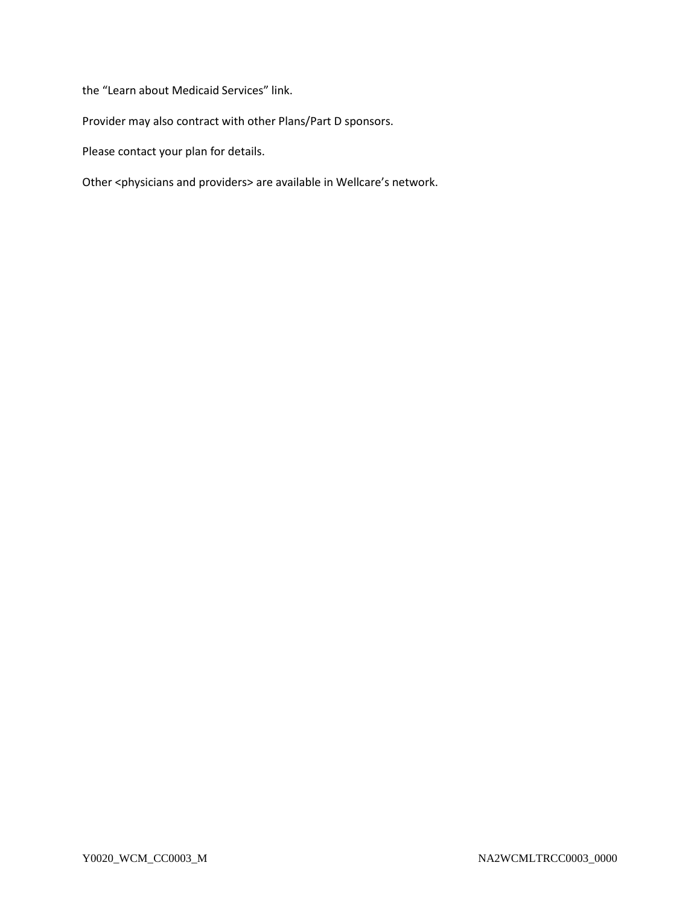the “Learn about Medicaid Services” link.

Provider may also contract with other Plans/Part D sponsors.

Please contact your plan for details.

Other <physicians and providers> are available in Wellcare’s network.